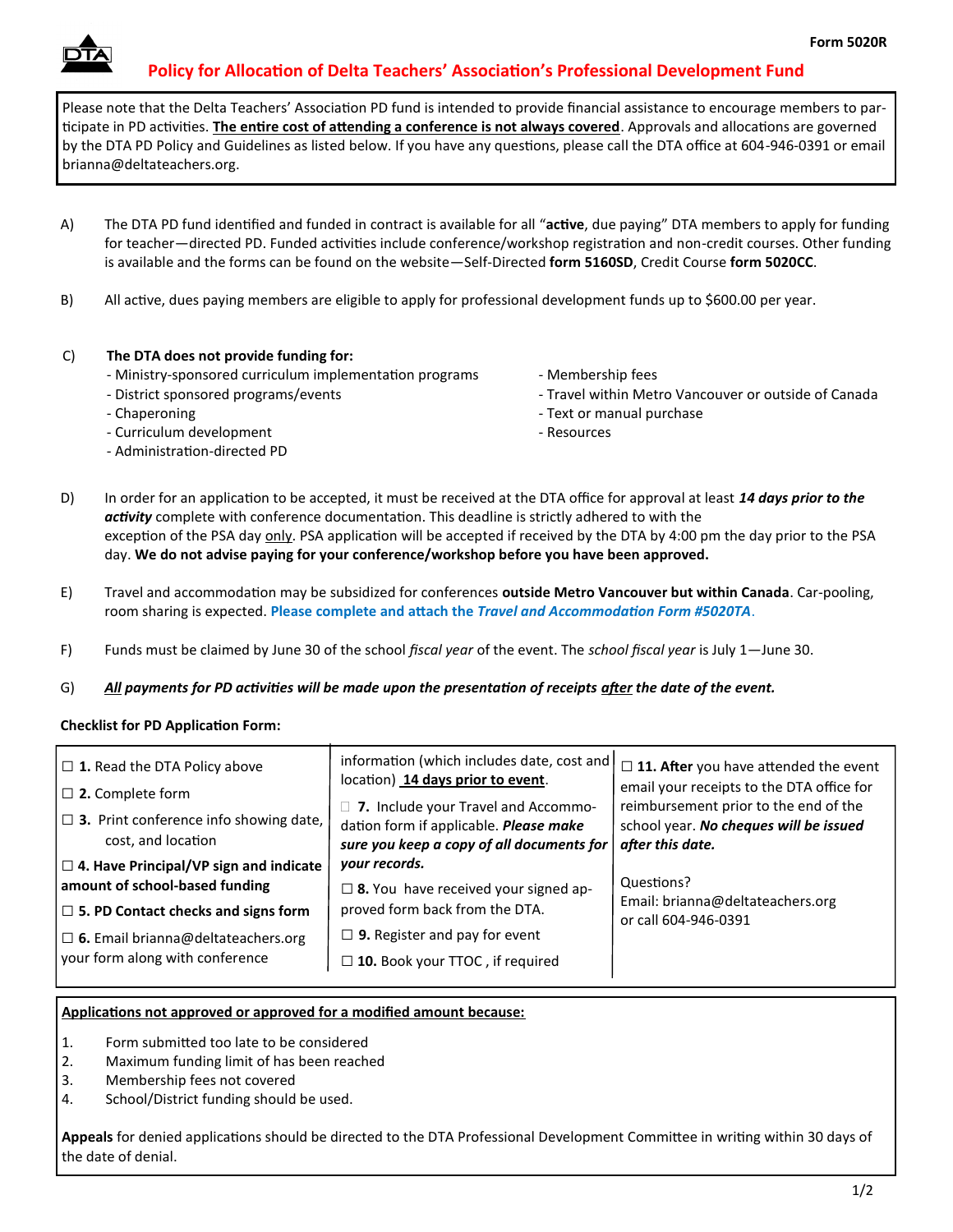Form 5020R

# Policy for Allocation of Delta Teachers' Association's Professional Development Fund

Please note that the Delta Teachers' Association PD fund is intended to provide financial assistance to encourage members to participate in PD activities. **The entire cost of attending a conference is not always covered**. Approvals and allocations are governed by the DTA PD Policy and Guidelines as listed below. If you have any questions, please call the DTA office at 604-946-0391 or email brianna@deltateachers.org.

A) The DTA PD fund identified and funded in contract is available for all "**active**, due paying" DTA members to apply for funding for teacher—directed PD. Funded activities include conference/workshop registration and non-credit courses. Other funding is available and the forms can be found on the website—Self-Directed **form 5160SD**, Credit Course **form 5020CC**.

B) All active, dues paying members are eligible to apply for professional development funds up to $600.00 per year.

C) **The DTA does not provide funding for:**

- Ministry-sponsored curriculum implementation programs
- District sponsored programs/events
- Chaperoning
- Curriculum development
- Administration-directed PD
- Membership fees
- Travel within Metro Vancouver or outside of Canada
- Text or manual purchase
- Resources

D) In order for an application to be accepted, it must be received at the DTA office for approval at least ***14 days prior to the activity*** complete with conference documentation. This deadline is strictly adhered to with the exception of the PSA day only. PSA application will be accepted if received by the DTA by 4:00 pm the day prior to the PSA day. **We do not advise paying for your conference/workshop before you have been approved.**

E) Travel and accommodation may be subsidized for conferences **outside Metro Vancouver but within Canada**. Car-pooling, room sharing is expected. **Please complete and attach the *Travel and Accommodation Form #5020TA*.**

F) Funds must be claimed by June 30 of the school *fiscal year* of the event. The *school fiscal year* is July 1—June 30.

G) ***All payments for PD activities will be made upon the presentation of receipts after the date of the event.***

**Checklist for PD Application Form:**

- ☐ **1.** Read the DTA Policy above
- ☐ **2.** Complete form
- ☐ **3.** Print conference info showing date, cost, and location
- ☐ **4. Have Principal/VP sign and indicate amount of school-based funding**
- ☐ **5. PD Contact checks and signs form**
- ☐ **6.** Email brianna@deltateachers.org your form along with conference information (which includes date, cost and location) **14 days prior to event**.
- ☐ **7.** Include your Travel and Accommodation form if applicable. ***Please make sure you keep a copy of all documents for your records.***
- ☐ **8.** You have received your signed approved form back from the DTA.
- ☐ **9.** Register and pay for event
- ☐ **10.** Book your TTOC , if required
- ☐ **11. After** you have attended the event email your receipts to the DTA office for reimbursement prior to the end of the school year. ***No cheques will be issued after this date.***

Questions?
Email: brianna@deltateachers.org
or call 604-946-0391

**Applications not approved or approved for a modified amount because:**

1. Form submitted too late to be considered
2. Maximum funding limit of has been reached
3. Membership fees not covered
4. School/District funding should be used.

**Appeals** for denied applications should be directed to the DTA Professional Development Committee in writing within 30 days of the date of denial.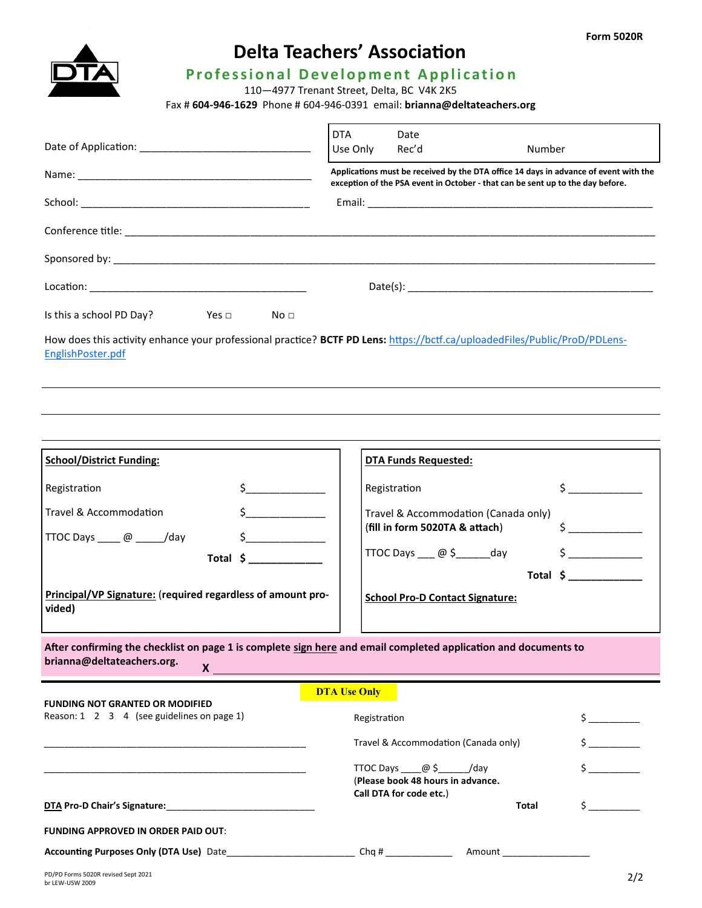Form 5020R

# Delta Teachers' Association

## Professional Development Application

110—4977 Trenant Street, Delta, BC V4K 2K5

Fax # **604-946-1629** Phone # 604-946-0391 email: **brianna@deltateachers.org**

| DTA Use Only | Date Rec'd | Number |
|---|---|---|
| | | |

**Applications must be received by the DTA office 14 days in advance of event with the exception of the PSA event in October - that can be sent up to the day before.**

Date of Application: ______________________________

Name: ______________________________

School: ______________________________

Email: ______________________________

Conference title: ______________________________

Sponsored by: ______________________________

Location: ______________________________ Date(s): ______________________________

Is this a school PD Day? Yes □ No □

How does this activity enhance your professional practice? **BCTF PD Lens:** https://bctf.ca/uploadedFiles/Public/ProD/PDLens-EnglishPoster.pdf

______________________________

______________________________

______________________________

**School/District Funding:**

Registration $______________

Travel & Accommodation $______________

TTOC Days ____ @ _____/day $______________

**Total $ ______________**

**Principal/VP Signature:** (**required regardless of amount provided**)

**DTA Funds Requested:**

Registration $ ______________

Travel & Accommodation (Canada only) (**fill in form 5020TA & attach**) $ ______________

TTOC Days ___ @ $______day $ ______________

**Total $ ______________**

**School Pro-D Contact Signature:**

**After confirming the checklist on page 1 is complete sign here and email completed application and documents to brianna@deltateachers.org.**

**X** ______________________________

**DTA Use Only**

**FUNDING NOT GRANTED OR MODIFIED**

Reason: 1 2 3 4 (see guidelines on page 1)

______________________________

______________________________

**DTA Pro-D Chair's Signature:** ______________________________

Registration $ __________

Travel & Accommodation (Canada only) $ __________

TTOC Days ____@ $______/day $ __________
(**Please book 48 hours in advance. Call DTA for code etc.**)

**Total** $ __________

**FUNDING APPROVED IN ORDER PAID OUT:**

**Accounting Purposes Only (DTA Use)** Date________________________ Chq # ____________ Amount ________________

PD/PD Forms 5020R revised Sept 2021
br LEW-USW 2009